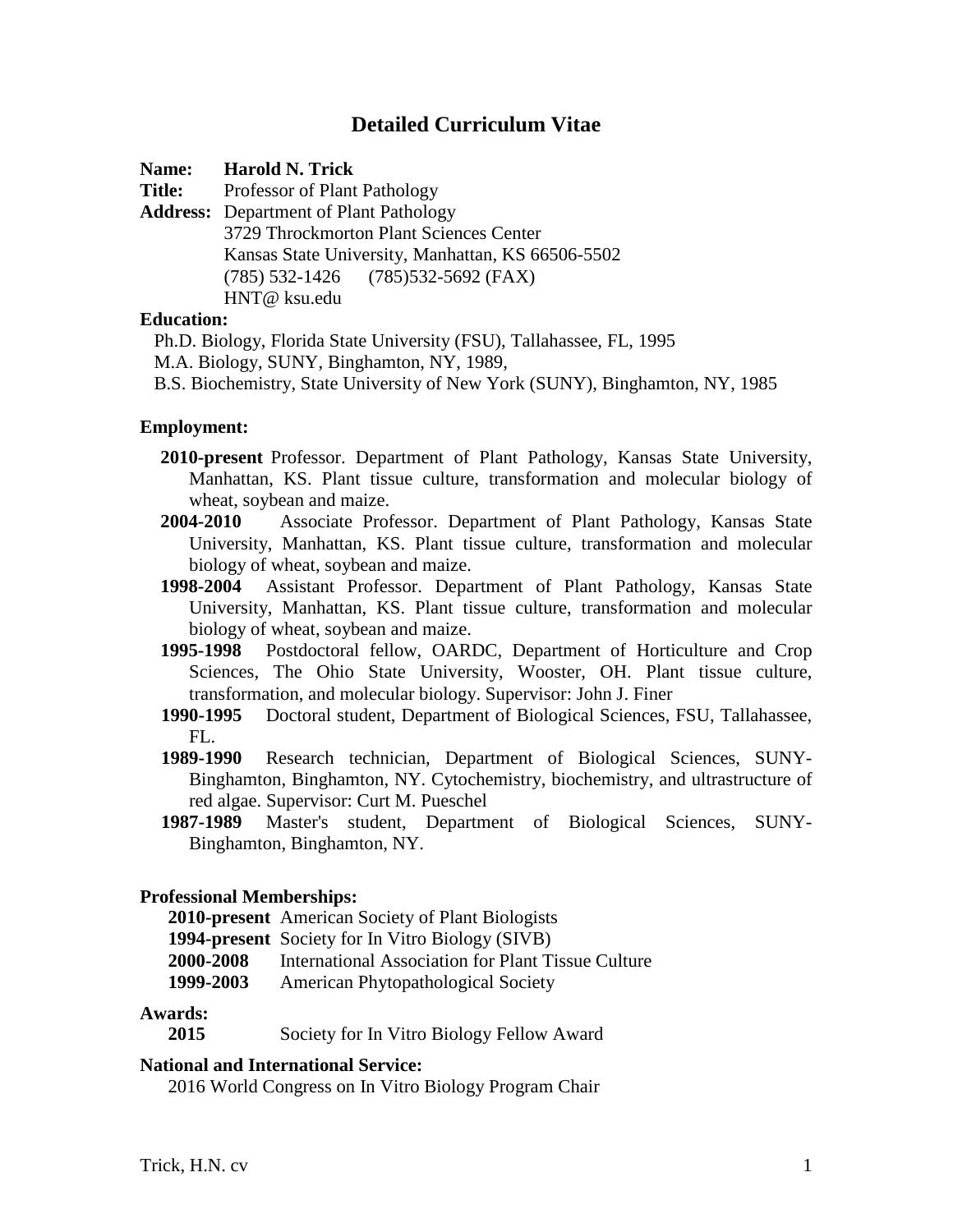# Detailed Curriculum Vitae

**Name:** **Harold N. Trick**
**Title:** Professor of Plant Pathology
**Address:** Department of Plant Pathology
3729 Throckmorton Plant Sciences Center
Kansas State University, Manhattan, KS 66506-5502
(785) 532-1426 (785)532-5692 (FAX)
HNT@ ksu.edu

**Education:**

Ph.D. Biology, Florida State University (FSU), Tallahassee, FL, 1995
M.A. Biology, SUNY, Binghamton, NY, 1989,
B.S. Biochemistry, State University of New York (SUNY), Binghamton, NY, 1985

**Employment:**

- **2010-present** Professor. Department of Plant Pathology, Kansas State University, Manhattan, KS. Plant tissue culture, transformation and molecular biology of wheat, soybean and maize.
- **2004-2010** Associate Professor. Department of Plant Pathology, Kansas State University, Manhattan, KS. Plant tissue culture, transformation and molecular biology of wheat, soybean and maize.
- **1998-2004** Assistant Professor. Department of Plant Pathology, Kansas State University, Manhattan, KS. Plant tissue culture, transformation and molecular biology of wheat, soybean and maize.
- **1995-1998** Postdoctoral fellow, OARDC, Department of Horticulture and Crop Sciences, The Ohio State University, Wooster, OH. Plant tissue culture, transformation, and molecular biology. Supervisor: John J. Finer
- **1990-1995** Doctoral student, Department of Biological Sciences, FSU, Tallahassee, FL.
- **1989-1990** Research technician, Department of Biological Sciences, SUNY-Binghamton, Binghamton, NY. Cytochemistry, biochemistry, and ultrastructure of red algae. Supervisor: Curt M. Pueschel
- **1987-1989** Master's student, Department of Biological Sciences, SUNY-Binghamton, Binghamton, NY.

**Professional Memberships:**

- **2010-present** American Society of Plant Biologists
- **1994-present** Society for In Vitro Biology (SIVB)
- **2000-2008** International Association for Plant Tissue Culture
- **1999-2003** American Phytopathological Society

**Awards:**

- **2015** Society for In Vitro Biology Fellow Award

**National and International Service:**

2016 World Congress on In Vitro Biology Program Chair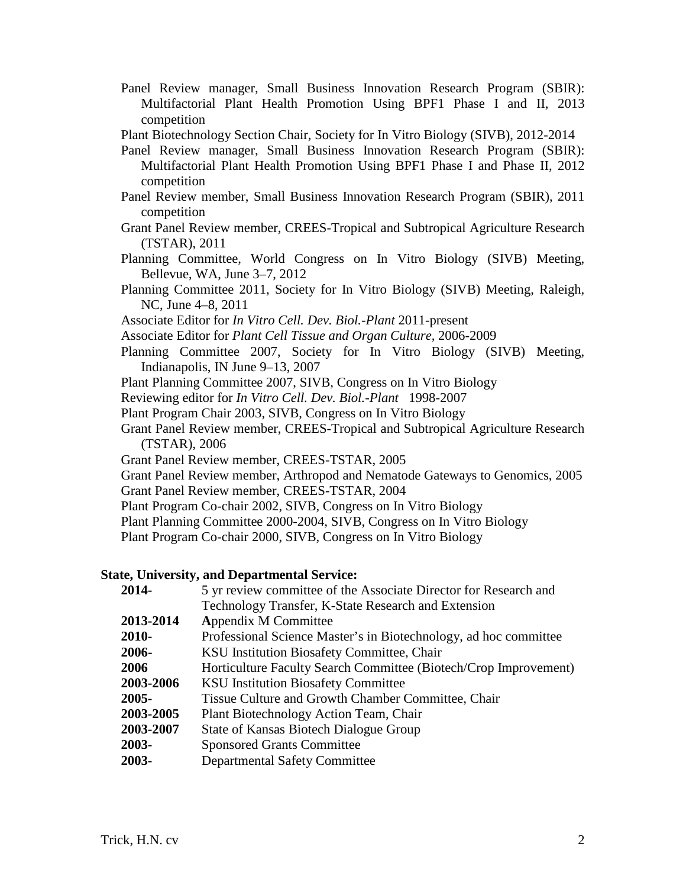Panel Review manager, Small Business Innovation Research Program (SBIR): Multifactorial Plant Health Promotion Using BPF1 Phase I and II, 2013 competition

Plant Biotechnology Section Chair, Society for In Vitro Biology (SIVB), 2012-2014

Panel Review manager, Small Business Innovation Research Program (SBIR): Multifactorial Plant Health Promotion Using BPF1 Phase I and Phase II, 2012 competition

Panel Review member, Small Business Innovation Research Program (SBIR), 2011 competition

Grant Panel Review member, CREES-Tropical and Subtropical Agriculture Research (TSTAR), 2011

Planning Committee, World Congress on In Vitro Biology (SIVB) Meeting, Bellevue, WA, June 3–7, 2012

Planning Committee 2011, Society for In Vitro Biology (SIVB) Meeting, Raleigh, NC, June 4–8, 2011

Associate Editor for *In Vitro Cell. Dev. Biol.-Plant* 2011-present

Associate Editor for *Plant Cell Tissue and Organ Culture*, 2006-2009

Planning Committee 2007, Society for In Vitro Biology (SIVB) Meeting, Indianapolis, IN June 9–13, 2007

Plant Planning Committee 2007, SIVB, Congress on In Vitro Biology

Reviewing editor for *In Vitro Cell. Dev. Biol.-Plant* 1998-2007

Plant Program Chair 2003, SIVB, Congress on In Vitro Biology

Grant Panel Review member, CREES-Tropical and Subtropical Agriculture Research (TSTAR), 2006

Grant Panel Review member, CREES-TSTAR, 2005

Grant Panel Review member, Arthropod and Nematode Gateways to Genomics, 2005

Grant Panel Review member, CREES-TSTAR, 2004

Plant Program Co-chair 2002, SIVB, Congress on In Vitro Biology

Plant Planning Committee 2000-2004, SIVB, Congress on In Vitro Biology

Plant Program Co-chair 2000, SIVB, Congress on In Vitro Biology

**State, University, and Departmental Service:**

| | |
|---|---|
| **2014-** | 5 yr review committee of the Associate Director for Research and Technology Transfer, K-State Research and Extension |
| **2013-2014** | **A**ppendix M Committee |
| **2010-** | Professional Science Master's in Biotechnology, ad hoc committee |
| **2006-** | KSU Institution Biosafety Committee, Chair |
| **2006** | Horticulture Faculty Search Committee (Biotech/Crop Improvement) |
| **2003-2006** | KSU Institution Biosafety Committee |
| **2005-** | Tissue Culture and Growth Chamber Committee, Chair |
| **2003-2005** | Plant Biotechnology Action Team, Chair |
| **2003-2007** | State of Kansas Biotech Dialogue Group |
| **2003-** | Sponsored Grants Committee |
| **2003-** | Departmental Safety Committee |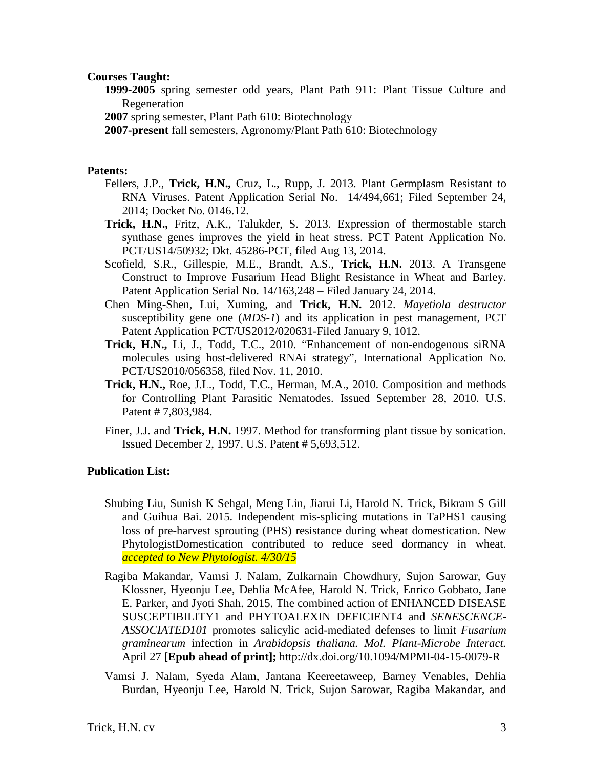**Courses Taught:**

**1999-2005** spring semester odd years, Plant Path 911: Plant Tissue Culture and Regeneration

**2007** spring semester, Plant Path 610: Biotechnology

**2007-present** fall semesters, Agronomy/Plant Path 610: Biotechnology

**Patents:**

Fellers, J.P., **Trick, H.N.,** Cruz, L., Rupp, J. 2013. Plant Germplasm Resistant to RNA Viruses. Patent Application Serial No. 14/494,661; Filed September 24, 2014; Docket No. 0146.12.

**Trick, H.N.,** Fritz, A.K., Talukder, S. 2013. Expression of thermostable starch synthase genes improves the yield in heat stress. PCT Patent Application No. PCT/US14/50932; Dkt. 45286-PCT, filed Aug 13, 2014.

Scofield, S.R., Gillespie, M.E., Brandt, A.S., **Trick, H.N.** 2013. A Transgene Construct to Improve Fusarium Head Blight Resistance in Wheat and Barley. Patent Application Serial No. 14/163,248 – Filed January 24, 2014.

Chen Ming-Shen, Lui, Xuming, and **Trick, H.N.** 2012. *Mayetiola destructor* susceptibility gene one (*MDS-1*) and its application in pest management, PCT Patent Application PCT/US2012/020631-Filed January 9, 1012.

**Trick, H.N.,** Li, J., Todd, T.C., 2010. "Enhancement of non-endogenous siRNA molecules using host-delivered RNAi strategy", International Application No. PCT/US2010/056358, filed Nov. 11, 2010.

**Trick, H.N.,** Roe, J.L., Todd, T.C., Herman, M.A., 2010. Composition and methods for Controlling Plant Parasitic Nematodes. Issued September 28, 2010. U.S. Patent # 7,803,984.

Finer, J.J. and **Trick, H.N.** 1997. Method for transforming plant tissue by sonication. Issued December 2, 1997. U.S. Patent # 5,693,512.

**Publication List:**

Shubing Liu, Sunish K Sehgal, Meng Lin, Jiarui Li, Harold N. Trick, Bikram S Gill and Guihua Bai. 2015. Independent mis-splicing mutations in TaPHS1 causing loss of pre-harvest sprouting (PHS) resistance during wheat domestication. New PhytologistDomestication contributed to reduce seed dormancy in wheat. *accepted to New Phytologist. 4/30/15*

Ragiba Makandar, Vamsi J. Nalam, Zulkarnain Chowdhury, Sujon Sarowar, Guy Klossner, Hyeonju Lee, Dehlia McAfee, Harold N. Trick, Enrico Gobbato, Jane E. Parker, and Jyoti Shah. 2015. The combined action of ENHANCED DISEASE SUSCEPTIBILITY1 and PHYTOALEXIN DEFICIENT4 and *SENESCENCE-ASSOCIATED101* promotes salicylic acid-mediated defenses to limit *Fusarium graminearum* infection in *Arabidopsis thaliana. Mol. Plant-Microbe Interact.* April 27 **[Epub ahead of print];** http://dx.doi.org/10.1094/MPMI-04-15-0079-R

Vamsi J. Nalam, Syeda Alam, Jantana Keereetaweep, Barney Venables, Dehlia Burdan, Hyeonju Lee, Harold N. Trick, Sujon Sarowar, Ragiba Makandar, and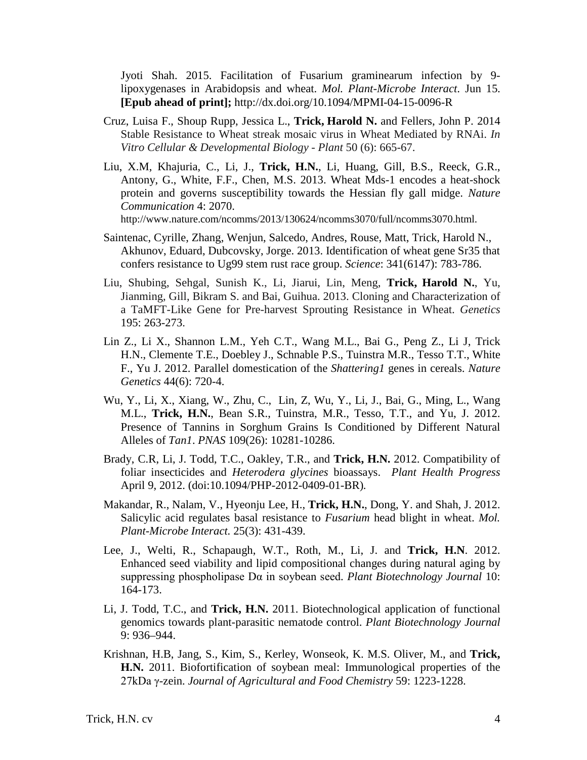Jyoti Shah. 2015. Facilitation of Fusarium graminearum infection by 9-lipoxygenases in Arabidopsis and wheat. *Mol. Plant-Microbe Interact*. Jun 15. **[Epub ahead of print];** http://dx.doi.org/10.1094/MPMI-04-15-0096-R

Cruz, Luisa F., Shoup Rupp, Jessica L., **Trick, Harold N.** and Fellers, John P. 2014 Stable Resistance to Wheat streak mosaic virus in Wheat Mediated by RNAi. *In Vitro Cellular & Developmental Biology - Plant* 50 (6): 665-67.

Liu, X.M, Khajuria, C., Li, J., **Trick, H.N.**, Li, Huang, Gill, B.S., Reeck, G.R., Antony, G., White, F.F., Chen, M.S. 2013. Wheat Mds-1 encodes a heat-shock protein and governs susceptibility towards the Hessian fly gall midge. *Nature Communication* 4: 2070. http://www.nature.com/ncomms/2013/130624/ncomms3070/full/ncomms3070.html.

Saintenac, Cyrille, Zhang, Wenjun, Salcedo, Andres, Rouse, Matt, Trick, Harold N., Akhunov, Eduard, Dubcovsky, Jorge. 2013. Identification of wheat gene Sr35 that confers resistance to Ug99 stem rust race group. *Science*: 341(6147): 783-786.

Liu, Shubing, Sehgal, Sunish K., Li, Jiarui, Lin, Meng, **Trick, Harold N.**, Yu, Jianming, Gill, Bikram S. and Bai, Guihua. 2013. Cloning and Characterization of a TaMFT-Like Gene for Pre-harvest Sprouting Resistance in Wheat. *Genetics* 195: 263-273.

Lin Z., Li X., Shannon L.M., Yeh C.T., Wang M.L., Bai G., Peng Z., Li J, Trick H.N., Clemente T.E., Doebley J., Schnable P.S., Tuinstra M.R., Tesso T.T., White F., Yu J. 2012. Parallel domestication of the *Shattering1* genes in cereals. *Nature Genetics* 44(6): 720-4.

Wu, Y., Li, X., Xiang, W., Zhu, C., Lin, Z, Wu, Y., Li, J., Bai, G., Ming, L., Wang M.L., **Trick, H.N.**, Bean S.R., Tuinstra, M.R., Tesso, T.T., and Yu, J. 2012. Presence of Tannins in Sorghum Grains Is Conditioned by Different Natural Alleles of *Tan1*. *PNAS* 109(26): 10281-10286.

Brady, C.R, Li, J. Todd, T.C., Oakley, T.R., and **Trick, H.N.** 2012. Compatibility of foliar insecticides and *Heterodera glycines* bioassays. *Plant Health Progress* April 9, 2012. (doi:10.1094/PHP-2012-0409-01-BR).

Makandar, R., Nalam, V., Hyeonju Lee, H., **Trick, H.N.**, Dong, Y. and Shah, J. 2012. Salicylic acid regulates basal resistance to *Fusarium* head blight in wheat. *Mol. Plant-Microbe Interact.* 25(3): 431-439.

Lee, J., Welti, R., Schapaugh, W.T., Roth, M., Li, J. and **Trick, H.N**. 2012. Enhanced seed viability and lipid compositional changes during natural aging by suppressing phospholipase Dα in soybean seed. *Plant Biotechnology Journal* 10: 164-173.

Li, J. Todd, T.C., and **Trick, H.N.** 2011. Biotechnological application of functional genomics towards plant-parasitic nematode control. *Plant Biotechnology Journal* 9: 936–944.

Krishnan, H.B, Jang, S., Kim, S., Kerley, Wonseok, K. M.S. Oliver, M., and **Trick, H.N.** 2011. Biofortification of soybean meal: Immunological properties of the 27kDa γ-zein. *Journal of Agricultural and Food Chemistry* 59: 1223-1228.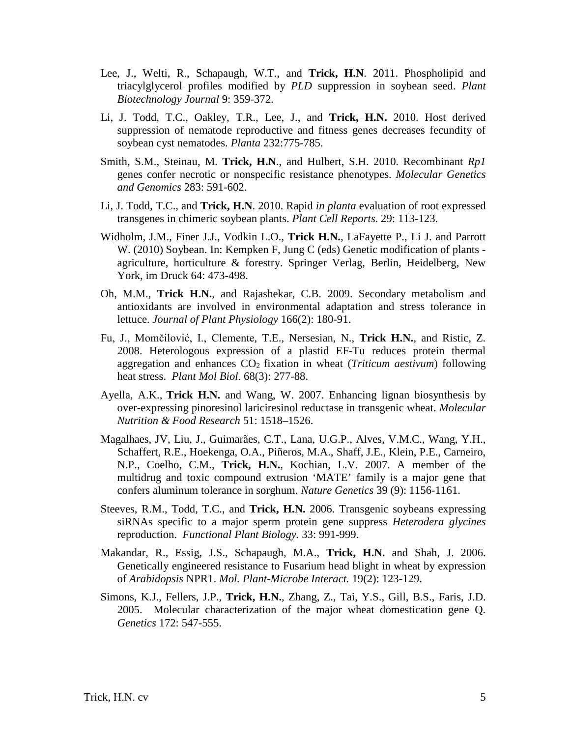Lee, J., Welti, R., Schapaugh, W.T., and **Trick, H.N**. 2011. Phospholipid and triacylglycerol profiles modified by *PLD* suppression in soybean seed. *Plant Biotechnology Journal* 9: 359-372.

Li, J. Todd, T.C., Oakley, T.R., Lee, J., and **Trick, H.N.** 2010. Host derived suppression of nematode reproductive and fitness genes decreases fecundity of soybean cyst nematodes. *Planta* 232:775-785.

Smith, S.M., Steinau, M. **Trick, H.N**., and Hulbert, S.H. 2010. Recombinant *Rp1* genes confer necrotic or nonspecific resistance phenotypes. *Molecular Genetics and Genomics* 283: 591-602.

Li, J. Todd, T.C., and **Trick, H.N**. 2010. Rapid *in planta* evaluation of root expressed transgenes in chimeric soybean plants. *Plant Cell Reports*. 29: 113-123.

Widholm, J.M., Finer J.J., Vodkin L.O., **Trick H.N.**, LaFayette P., Li J. and Parrott W. (2010) Soybean. In: Kempken F, Jung C (eds) Genetic modification of plants - agriculture, horticulture & forestry. Springer Verlag, Berlin, Heidelberg, New York, im Druck 64: 473-498.

Oh, M.M., **Trick H.N.**, and Rajashekar, C.B. 2009. Secondary metabolism and antioxidants are involved in environmental adaptation and stress tolerance in lettuce. *Journal of Plant Physiology* 166(2): 180-91.

Fu, J., Momčilović, I., Clemente, T.E., Nersesian, N., **Trick H.N.**, and Ristic, Z. 2008. Heterologous expression of a plastid EF-Tu reduces protein thermal aggregation and enhances $CO_2$ fixation in wheat (*Triticum aestivum*) following heat stress. *Plant Mol Biol.* 68(3): 277-88.

Ayella, A.K., **Trick H.N.** and Wang, W. 2007. Enhancing lignan biosynthesis by over-expressing pinoresinol lariciresinol reductase in transgenic wheat. *Molecular Nutrition & Food Research* 51: 1518–1526.

Magalhaes, JV, Liu, J., Guimarães, C.T., Lana, U.G.P., Alves, V.M.C., Wang, Y.H., Schaffert, R.E., Hoekenga, O.A., Piñeros, M.A., Shaff, J.E., Klein, P.E., Carneiro, N.P., Coelho, C.M., **Trick, H.N.**, Kochian, L.V. 2007. A member of the multidrug and toxic compound extrusion 'MATE' family is a major gene that confers aluminum tolerance in sorghum. *Nature Genetics* 39 (9): 1156-1161.

Steeves, R.M., Todd, T.C., and **Trick, H.N.** 2006. Transgenic soybeans expressing siRNAs specific to a major sperm protein gene suppress *Heterodera glycines* reproduction. *Functional Plant Biology.* 33: 991-999.

Makandar, R., Essig, J.S., Schapaugh, M.A., **Trick, H.N.** and Shah, J. 2006. Genetically engineered resistance to Fusarium head blight in wheat by expression of *Arabidopsis* NPR1. *Mol. Plant-Microbe Interact.* 19(2): 123-129.

Simons, K.J., Fellers, J.P., **Trick, H.N.**, Zhang, Z., Tai, Y.S., Gill, B.S., Faris, J.D. 2005. Molecular characterization of the major wheat domestication gene Q. *Genetics* 172: 547-555.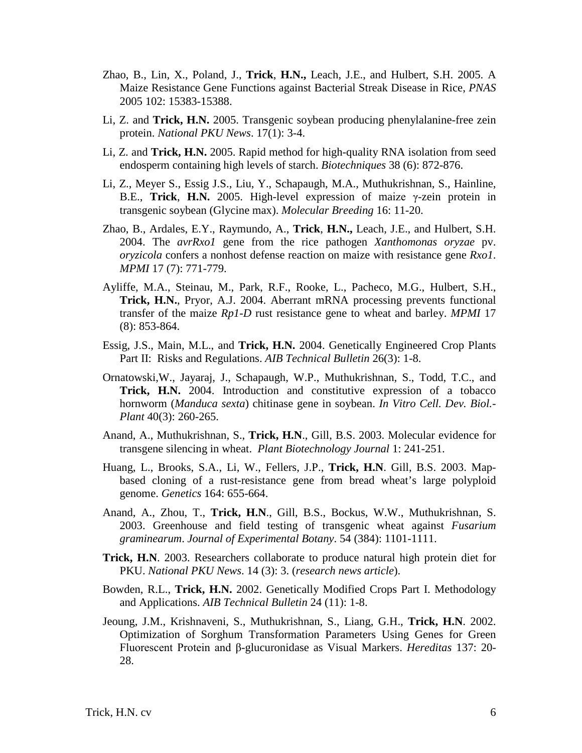Zhao, B., Lin, X., Poland, J., **Trick**, **H.N.,** Leach, J.E., and Hulbert, S.H. 2005. A Maize Resistance Gene Functions against Bacterial Streak Disease in Rice, *PNAS* 2005 102: 15383-15388.

Li, Z. and **Trick, H.N.** 2005. Transgenic soybean producing phenylalanine-free zein protein. *National PKU News*. 17(1): 3-4.

Li, Z. and **Trick, H.N.** 2005. Rapid method for high-quality RNA isolation from seed endosperm containing high levels of starch. *Biotechniques* 38 (6): 872-876.

Li, Z., Meyer S., Essig J.S., Liu, Y., Schapaugh, M.A., Muthukrishnan, S., Hainline, B.E., **Trick**, **H.N.** 2005. High-level expression of maize γ-zein protein in transgenic soybean (Glycine max). *Molecular Breeding* 16: 11-20.

Zhao, B., Ardales, E.Y., Raymundo, A., **Trick**, **H.N.,** Leach, J.E., and Hulbert, S.H. 2004. The *avrRxo1* gene from the rice pathogen *Xanthomonas oryzae* pv. *oryzicola* confers a nonhost defense reaction on maize with resistance gene *Rxo1*. *MPMI* 17 (7): 771-779.

Ayliffe, M.A., Steinau, M., Park, R.F., Rooke, L., Pacheco, M.G., Hulbert, S.H., **Trick, H.N.**, Pryor, A.J. 2004. Aberrant mRNA processing prevents functional transfer of the maize *Rp1-D* rust resistance gene to wheat and barley. *MPMI* 17 (8): 853-864.

Essig, J.S., Main, M.L., and **Trick, H.N.** 2004. Genetically Engineered Crop Plants Part II: Risks and Regulations. *AIB Technical Bulletin* 26(3): 1-8.

Ornatowski,W., Jayaraj, J., Schapaugh, W.P., Muthukrishnan, S., Todd, T.C., and **Trick, H.N.** 2004. Introduction and constitutive expression of a tobacco hornworm (*Manduca sexta*) chitinase gene in soybean. *In Vitro Cell. Dev. Biol.-Plant* 40(3): 260-265.

Anand, A., Muthukrishnan, S., **Trick, H.N**., Gill, B.S. 2003. Molecular evidence for transgene silencing in wheat. *Plant Biotechnology Journal* 1: 241-251.

Huang, L., Brooks, S.A., Li, W., Fellers, J.P., **Trick, H.N**. Gill, B.S. 2003. Map-based cloning of a rust-resistance gene from bread wheat's large polyploid genome. *Genetics* 164: 655-664.

Anand, A., Zhou, T., **Trick, H.N**., Gill, B.S., Bockus, W.W., Muthukrishnan, S. 2003. Greenhouse and field testing of transgenic wheat against *Fusarium graminearum*. *Journal of Experimental Botany*. 54 (384): 1101-1111.

**Trick, H.N**. 2003. Researchers collaborate to produce natural high protein diet for PKU. *National PKU News*. 14 (3): 3. (*research news article*).

Bowden, R.L., **Trick, H.N.** 2002. Genetically Modified Crops Part I. Methodology and Applications. *AIB Technical Bulletin* 24 (11): 1-8.

Jeoung, J.M., Krishnaveni, S., Muthukrishnan, S., Liang, G.H., **Trick, H.N**. 2002. Optimization of Sorghum Transformation Parameters Using Genes for Green Fluorescent Protein and β-glucuronidase as Visual Markers. *Hereditas* 137: 20-28.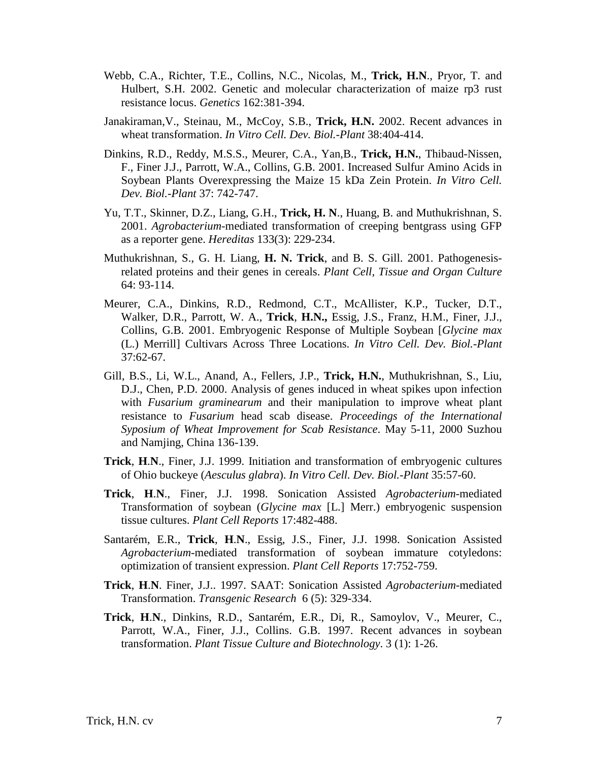Webb, C.A., Richter, T.E., Collins, N.C., Nicolas, M., **Trick, H.N**., Pryor, T. and Hulbert, S.H. 2002. Genetic and molecular characterization of maize rp3 rust resistance locus. *Genetics* 162:381-394.

Janakiraman,V., Steinau, M., McCoy, S.B., **Trick, H.N.** 2002. Recent advances in wheat transformation. *In Vitro Cell. Dev. Biol.-Plant* 38:404-414.

Dinkins, R.D., Reddy, M.S.S., Meurer, C.A., Yan,B., **Trick, H.N.**, Thibaud-Nissen, F., Finer J.J., Parrott, W.A., Collins, G.B. 2001. Increased Sulfur Amino Acids in Soybean Plants Overexpressing the Maize 15 kDa Zein Protein. *In Vitro Cell. Dev. Biol.-Plant* 37: 742-747.

Yu, T.T., Skinner, D.Z., Liang, G.H., **Trick, H. N**., Huang, B. and Muthukrishnan, S. 2001. *Agrobacterium*-mediated transformation of creeping bentgrass using GFP as a reporter gene. *Hereditas* 133(3): 229-234.

Muthukrishnan, S., G. H. Liang, **H. N. Trick**, and B. S. Gill. 2001. Pathogenesis-related proteins and their genes in cereals. *Plant Cell, Tissue and Organ Culture* 64: 93-114.

Meurer, C.A., Dinkins, R.D., Redmond, C.T., McAllister, K.P., Tucker, D.T., Walker, D.R., Parrott, W. A., **Trick**, **H.N.,** Essig, J.S., Franz, H.M., Finer, J.J., Collins, G.B. 2001. Embryogenic Response of Multiple Soybean [*Glycine max* (L.) Merrill] Cultivars Across Three Locations. *In Vitro Cell. Dev. Biol.-Plant* 37:62-67.

Gill, B.S., Li, W.L., Anand, A., Fellers, J.P., **Trick, H.N.**, Muthukrishnan, S., Liu, D.J., Chen, P.D. 2000. Analysis of genes induced in wheat spikes upon infection with *Fusarium graminearum* and their manipulation to improve wheat plant resistance to *Fusarium* head scab disease. *Proceedings of the International Syposium of Wheat Improvement for Scab Resistance*. May 5-11, 2000 Suzhou and Namjing, China 136-139.

**Trick**, **H**.**N**., Finer, J.J. 1999. Initiation and transformation of embryogenic cultures of Ohio buckeye (*Aesculus glabra*). *In Vitro Cell. Dev. Biol.-Plant* 35:57-60.

**Trick**, **H**.**N**., Finer, J.J. 1998. Sonication Assisted *Agrobacterium*-mediated Transformation of soybean (*Glycine max* [L.] Merr.) embryogenic suspension tissue cultures. *Plant Cell Reports* 17:482-488.

Santarém, E.R., **Trick**, **H**.**N**., Essig, J.S., Finer, J.J. 1998. Sonication Assisted *Agrobacterium*-mediated transformation of soybean immature cotyledons: optimization of transient expression. *Plant Cell Reports* 17:752-759.

**Trick**, **H**.**N**. Finer, J.J.. 1997. SAAT: Sonication Assisted *Agrobacterium*-mediated Transformation. *Transgenic Research* 6 (5): 329-334.

**Trick**, **H**.**N**., Dinkins, R.D., Santarém, E.R., Di, R., Samoylov, V., Meurer, C., Parrott, W.A., Finer, J.J., Collins. G.B. 1997. Recent advances in soybean transformation. *Plant Tissue Culture and Biotechnology*. 3 (1): 1-26.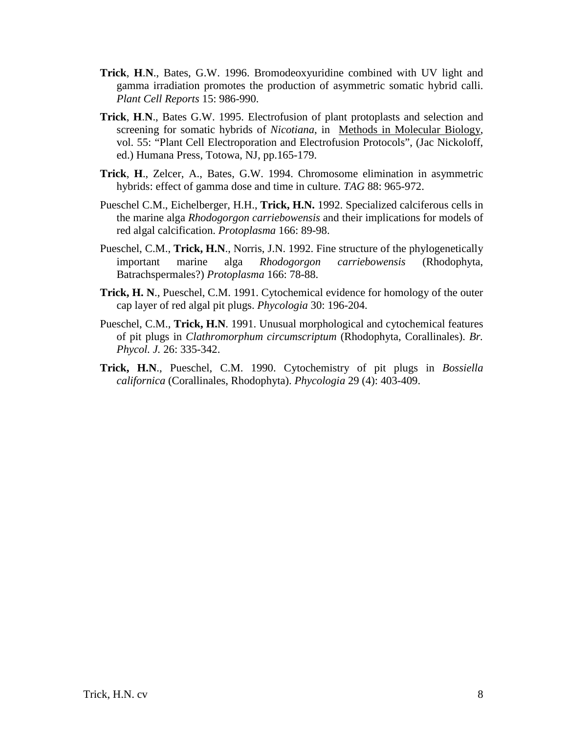**Trick**, **H**.**N**., Bates, G.W. 1996. Bromodeoxyuridine combined with UV light and gamma irradiation promotes the production of asymmetric somatic hybrid calli. *Plant Cell Reports* 15: 986-990.

**Trick**, **H**.**N**., Bates G.W. 1995. Electrofusion of plant protoplasts and selection and screening for somatic hybrids of *Nicotiana*, in Methods in Molecular Biology, vol. 55: "Plant Cell Electroporation and Electrofusion Protocols", (Jac Nickoloff, ed.) Humana Press, Totowa, NJ, pp.165-179.

**Trick**, **H**., Zelcer, A., Bates, G.W. 1994. Chromosome elimination in asymmetric hybrids: effect of gamma dose and time in culture. *TAG* 88: 965-972.

Pueschel C.M., Eichelberger, H.H., **Trick, H.N.** 1992. Specialized calciferous cells in the marine alga *Rhodogorgon carriebowensis* and their implications for models of red algal calcification. *Protoplasma* 166: 89-98.

Pueschel, C.M., **Trick, H.N**., Norris, J.N. 1992. Fine structure of the phylogenetically important marine alga *Rhodogorgon carriebowensis* (Rhodophyta, Batrachspermales?) *Protoplasma* 166: 78-88.

**Trick, H. N**., Pueschel, C.M. 1991. Cytochemical evidence for homology of the outer cap layer of red algal pit plugs. *Phycologia* 30: 196-204.

Pueschel, C.M., **Trick, H.N**. 1991. Unusual morphological and cytochemical features of pit plugs in *Clathromorphum circumscriptum* (Rhodophyta, Corallinales). *Br. Phycol. J.* 26: 335-342.

**Trick, H.N**., Pueschel, C.M. 1990. Cytochemistry of pit plugs in *Bossiella californica* (Corallinales, Rhodophyta). *Phycologia* 29 (4): 403-409.